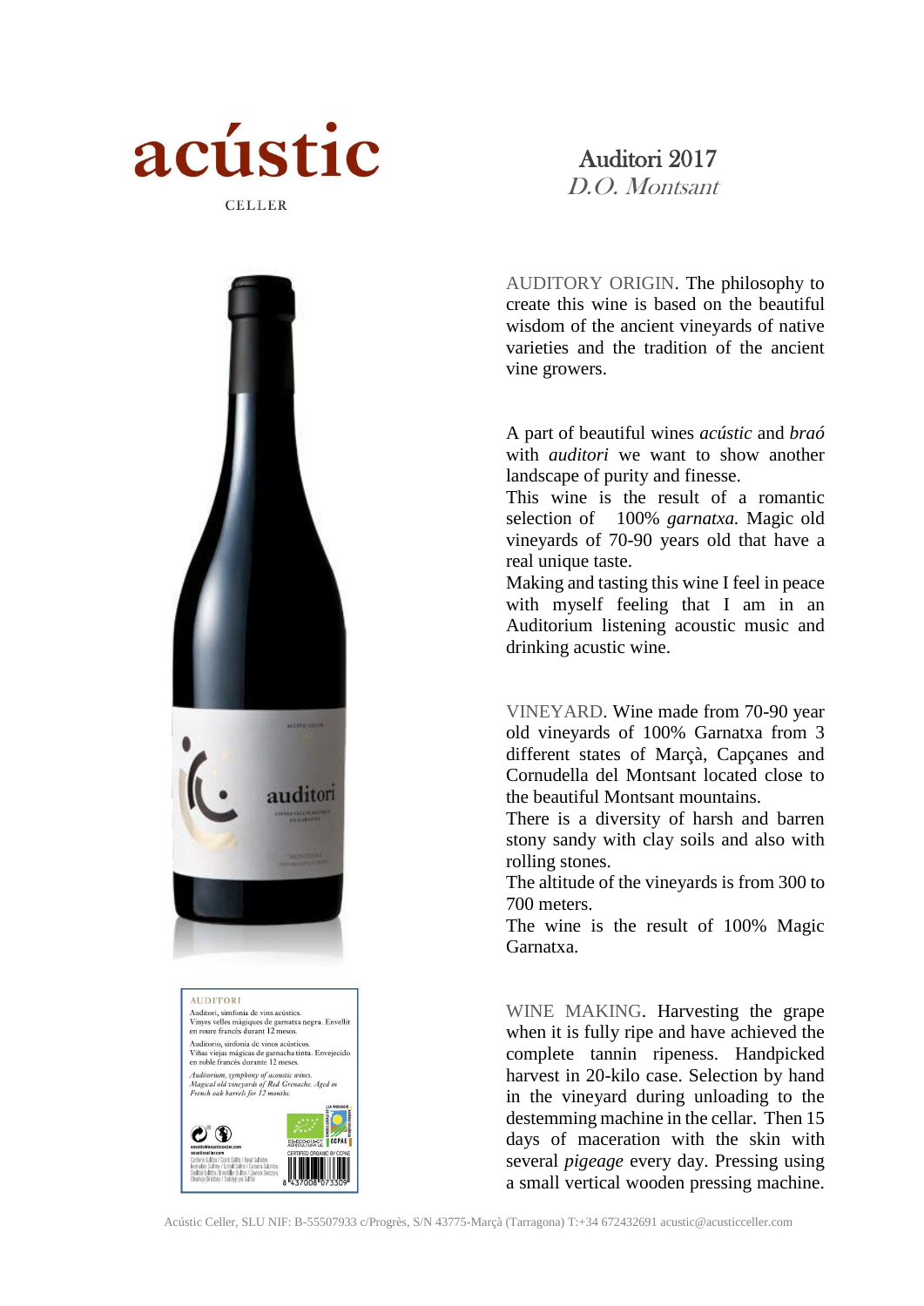# acústic

CELLER

## Auditori 2017

*D.O. Montsant*

AUDITORY ORIGIN. The philosophy to create this wine is based on the beautiful wisdom of the ancient vineyards of native varieties and the tradition of the ancient vine growers.

A part of beautiful wines *acústic* and *braó* with *auditori* we want to show another landscape of purity and finesse.
This wine is the result of a romantic selection of 100% *garnatxa.* Magic old vineyards of 70-90 years old that have a real unique taste.
Making and tasting this wine I feel in peace with myself feeling that I am in an Auditorium listening acoustic music and drinking acustic wine.

VINEYARD. Wine made from 70-90 year old vineyards of 100% Garnatxa from 3 different states of Marçà, Capçanes and Cornudella del Montsant located close to the beautiful Montsant mountains.
There is a diversity of harsh and barren stony sandy with clay soils and also with rolling stones.
The altitude of the vineyards is from 300 to 700 meters.
The wine is the result of 100% Magic Garnatxa.

WINE MAKING. Harvesting the grape when it is fully ripe and have achieved the complete tannin ripeness. Handpicked harvest in 20-kilo case. Selection by hand in the vineyard during unloading to the destemming machine in the cellar. Then 15 days of maceration with the skin with several *pigeage* every day. Pressing using a small vertical wooden pressing machine.

AUDITORI

Auditori, simfonia de vins acústics.
Vinyes velles màgiques de garnatxa negra. Envellit en roure francès durant 12 mesos.

Auditorio, sinfonía de vinos acústicos.
Viñas viejas mágicas de garnacha tinta. Envejecido en roble francés durante 12 meses.

*Auditorium, symphony of acoustic wines.*
*Magical old vineyards of Red Grenache. Aged in French oak barrels for 12 months.*

CERTIFIED ORGANIC BY CCPAE

8 437008 073309

Acústic Celler, SLU NIF: B-55507933 c/Progrès, S/N 43775-Marçà (Tarragona) T:+34 672432691 acustic@acusticceller.com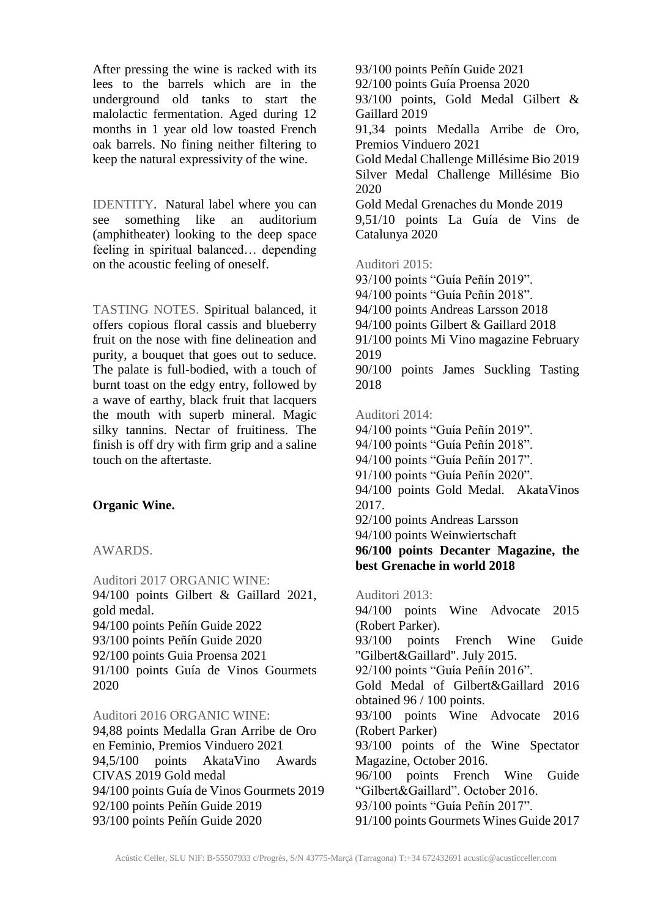After pressing the wine is racked with its lees to the barrels which are in the underground old tanks to start the malolactic fermentation. Aged during 12 months in 1 year old low toasted French oak barrels. No fining neither filtering to keep the natural expressivity of the wine.

IDENTITY. Natural label where you can see something like an auditorium (amphitheater) looking to the deep space feeling in spiritual balanced… depending on the acoustic feeling of oneself.

TASTING NOTES. Spiritual balanced, it offers copious floral cassis and blueberry fruit on the nose with fine delineation and purity, a bouquet that goes out to seduce. The palate is full-bodied, with a touch of burnt toast on the edgy entry, followed by a wave of earthy, black fruit that lacquers the mouth with superb mineral. Magic silky tannins. Nectar of fruitiness. The finish is off dry with firm grip and a saline touch on the aftertaste.

**Organic Wine.**

AWARDS.

Auditori 2017 ORGANIC WINE:
94/100 points Gilbert & Gaillard 2021, gold medal.
94/100 points Peñín Guide 2022
93/100 points Peñín Guide 2020
92/100 points Guia Proensa 2021
91/100 points Guía de Vinos Gourmets 2020

Auditori 2016 ORGANIC WINE:
94,88 points Medalla Gran Arribe de Oro en Feminio, Premios Vinduero 2021
94,5/100 points AkataVino Awards CIVAS 2019 Gold medal
94/100 points Guía de Vinos Gourmets 2019
92/100 points Peñín Guide 2019
93/100 points Peñín Guide 2020
93/100 points Peñín Guide 2021
92/100 points Guía Proensa 2020
93/100 points, Gold Medal Gilbert & Gaillard 2019
91,34 points Medalla Arribe de Oro, Premios Vinduero 2021
Gold Medal Challenge Millésime Bio 2019
Silver Medal Challenge Millésime Bio 2020
Gold Medal Grenaches du Monde 2019
9,51/10 points La Guía de Vins de Catalunya 2020

Auditori 2015:
93/100 points "Guía Peñín 2019".
94/100 points "Guía Peñín 2018".
94/100 points Andreas Larsson 2018
94/100 points Gilbert & Gaillard 2018
91/100 points Mi Vino magazine February 2019
90/100 points James Suckling Tasting 2018

Auditori 2014:
94/100 points "Guía Peñín 2019".
94/100 points "Guía Peñín 2018".
94/100 points "Guía Peñín 2017".
91/100 points "Guía Peñín 2020".
94/100 points Gold Medal. AkataVinos 2017.
92/100 points Andreas Larsson
94/100 points Weinwiertschaft
**96/100 points Decanter Magazine, the best Grenache in world 2018**

Auditori 2013:
94/100 points Wine Advocate 2015 (Robert Parker).
93/100 points French Wine Guide "Gilbert&Gaillard". July 2015.
92/100 points "Guía Peñín 2016".
Gold Medal of Gilbert&Gaillard 2016 obtained 96 / 100 points.
93/100 points Wine Advocate 2016 (Robert Parker)
93/100 points of the Wine Spectator Magazine, October 2016.
96/100 points French Wine Guide "Gilbert&Gaillard". October 2016.
93/100 points "Guía Peñín 2017".
91/100 points Gourmets Wines Guide 2017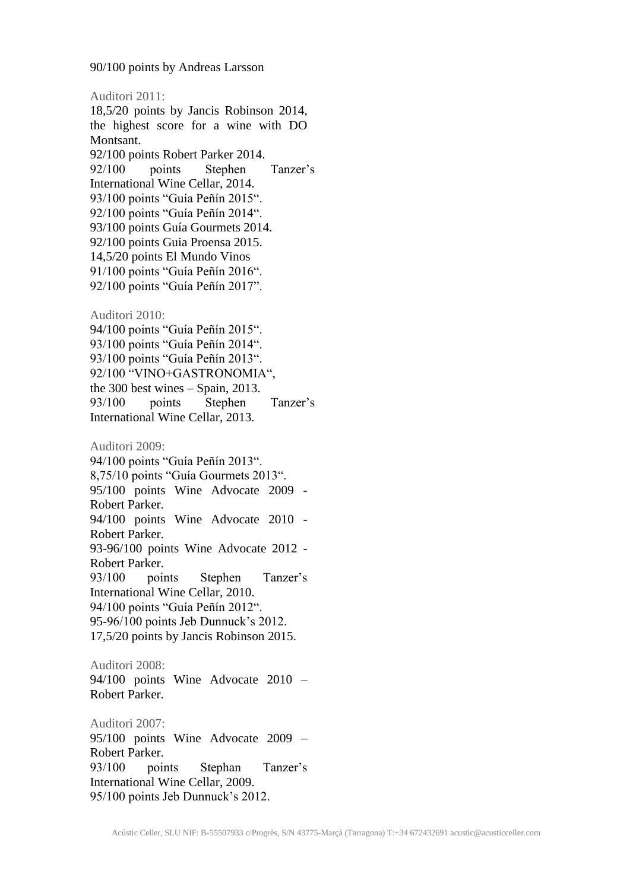90/100 points by Andreas Larsson

Auditori 2011:

18,5/20 points by Jancis Robinson 2014, the highest score for a wine with DO Montsant.
92/100 points Robert Parker 2014.
92/100 points Stephen Tanzer's International Wine Cellar, 2014.
93/100 points "Guía Peñín 2015".
92/100 points "Guía Peñín 2014".
93/100 points Guía Gourmets 2014.
92/100 points Guia Proensa 2015.
14,5/20 points El Mundo Vinos
91/100 points "Guía Peñín 2016".
92/100 points "Guía Peñín 2017".

Auditori 2010:

94/100 points "Guía Peñín 2015".
93/100 points "Guía Peñín 2014".
93/100 points "Guía Peñín 2013".
92/100 "VINO+GASTRONOMIA", the 300 best wines – Spain, 2013.
93/100 points Stephen Tanzer's International Wine Cellar, 2013.

Auditori 2009:

94/100 points "Guía Peñín 2013".
8,75/10 points "Guía Gourmets 2013".
95/100 points Wine Advocate 2009 - Robert Parker.
94/100 points Wine Advocate 2010 - Robert Parker.
93-96/100 points Wine Advocate 2012 - Robert Parker.
93/100 points Stephen Tanzer's International Wine Cellar, 2010.
94/100 points "Guía Peñín 2012".
95-96/100 points Jeb Dunnuck's 2012.
17,5/20 points by Jancis Robinson 2015.

Auditori 2008:

94/100 points Wine Advocate 2010 – Robert Parker.

Auditori 2007:

95/100 points Wine Advocate 2009 – Robert Parker.
93/100 points Stephan Tanzer's International Wine Cellar, 2009.
95/100 points Jeb Dunnuck's 2012.